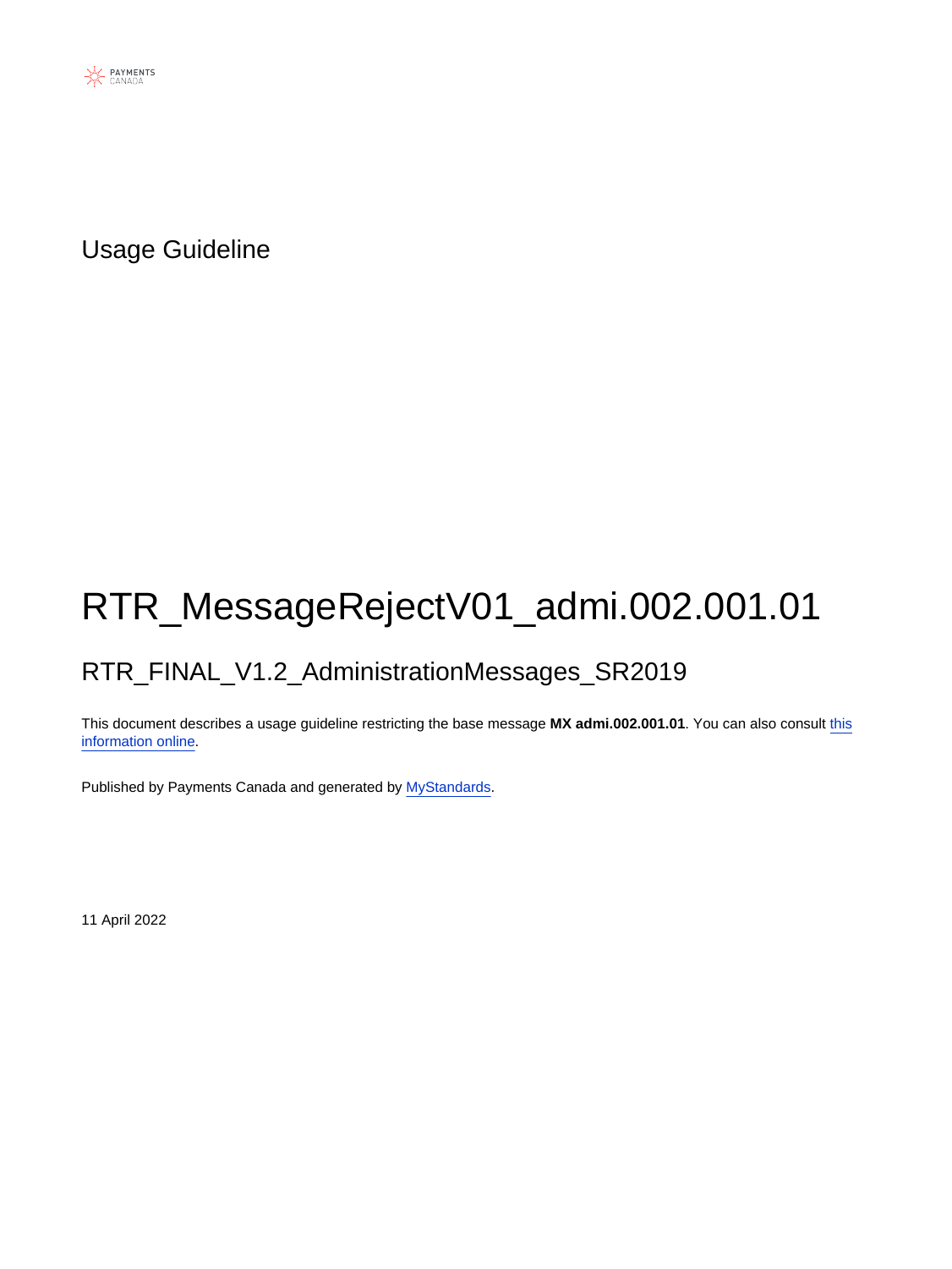PAYMENTS CANADA

Usage Guideline

# RTR_MessageRejectV01_admi.002.001.01

## RTR_FINAL_V1.2_AdministrationMessages_SR2019

This document describes a usage guideline restricting the base message **MX admi.002.001.01**. You can also consult [this information online](#).

Published by Payments Canada and generated by [MyStandards](#).

11 April 2022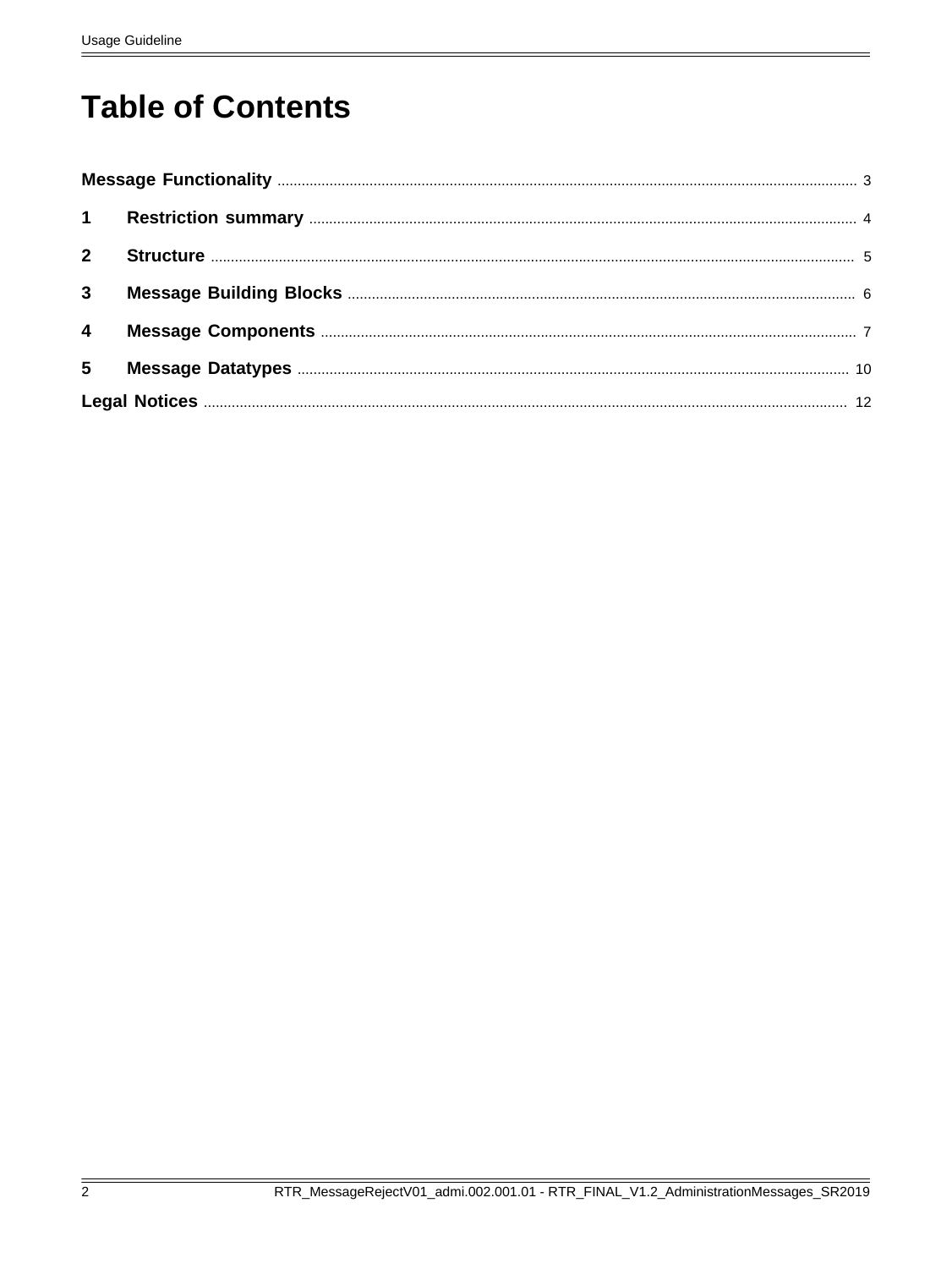# Table of Contents

**Message Functionality** ..... 3

**1 Restriction summary** ..... 4

**2 Structure** ..... 5

**3 Message Building Blocks** ..... 6

**4 Message Components** ..... 7

**5 Message Datatypes** ..... 10

**Legal Notices** ..... 12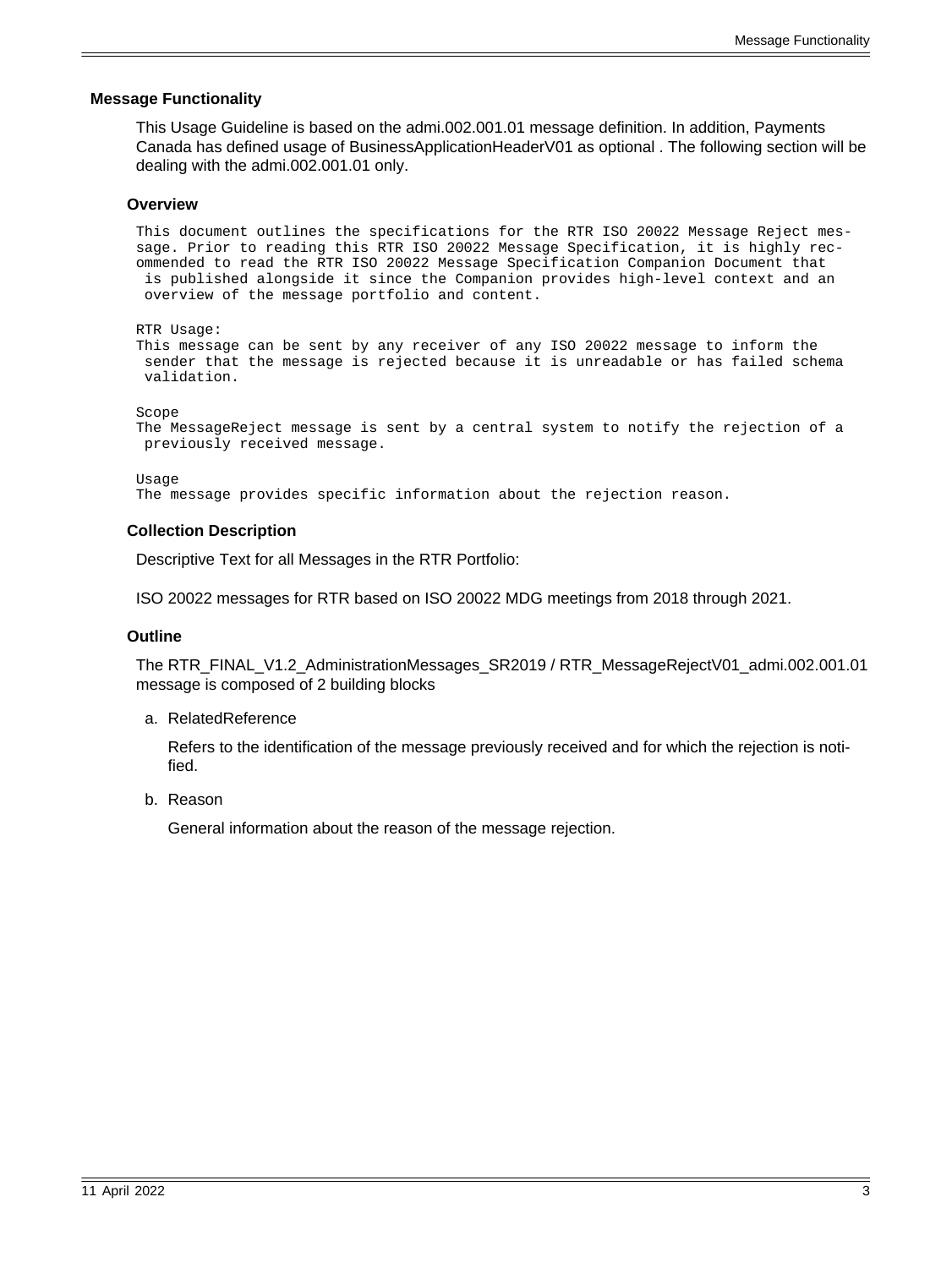## Message Functionality

This Usage Guideline is based on the admi.002.001.01 message definition. In addition, Payments Canada has defined usage of BusinessApplicationHeaderV01 as optional . The following section will be dealing with the admi.002.001.01 only.

### Overview

```
This document outlines the specifications for the RTR ISO 20022 Message Reject message. Prior to reading this RTR ISO 20022 Message Specification, it is highly recommended to read the RTR ISO 20022 Message Specification Companion Document that
 is published alongside it since the Companion provides high-level context and an
 overview of the message portfolio and content.

RTR Usage:
This message can be sent by any receiver of any ISO 20022 message to inform the
 sender that the message is rejected because it is unreadable or has failed schema
 validation.

Scope
The MessageReject message is sent by a central system to notify the rejection of a
 previously received message.

Usage
The message provides specific information about the rejection reason.
```

### Collection Description

Descriptive Text for all Messages in the RTR Portfolio:

ISO 20022 messages for RTR based on ISO 20022 MDG meetings from 2018 through 2021.

### Outline

The RTR_FINAL_V1.2_AdministrationMessages_SR2019 / RTR_MessageRejectV01_admi.002.001.01 message is composed of 2 building blocks

a. RelatedReference

   Refers to the identification of the message previously received and for which the rejection is notified.

b. Reason

   General information about the reason of the message rejection.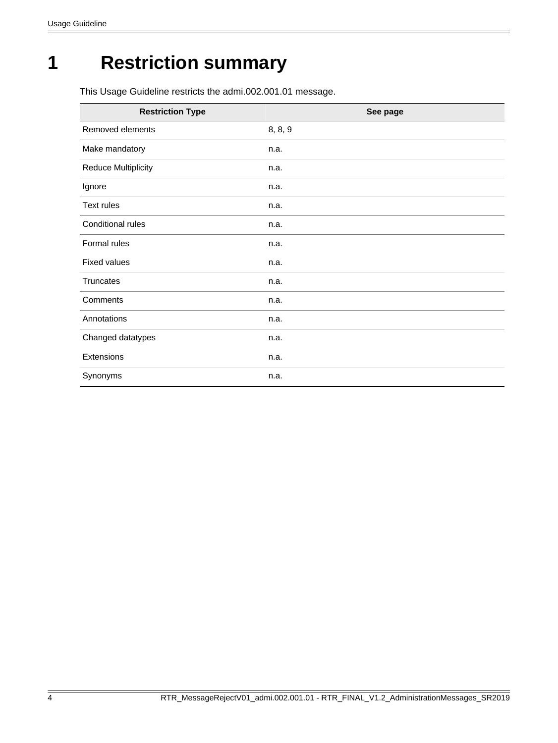# 1 Restriction summary

This Usage Guideline restricts the admi.002.001.01 message.

| Restriction Type | See page |
|---|---|
| Removed elements | 8, 8, 9 |
| Make mandatory | n.a. |
| Reduce Multiplicity | n.a. |
| Ignore | n.a. |
| Text rules | n.a. |
| Conditional rules | n.a. |
| Formal rules | n.a. |
| Fixed values | n.a. |
| Truncates | n.a. |
| Comments | n.a. |
| Annotations | n.a. |
| Changed datatypes | n.a. |
| Extensions | n.a. |
| Synonyms | n.a. |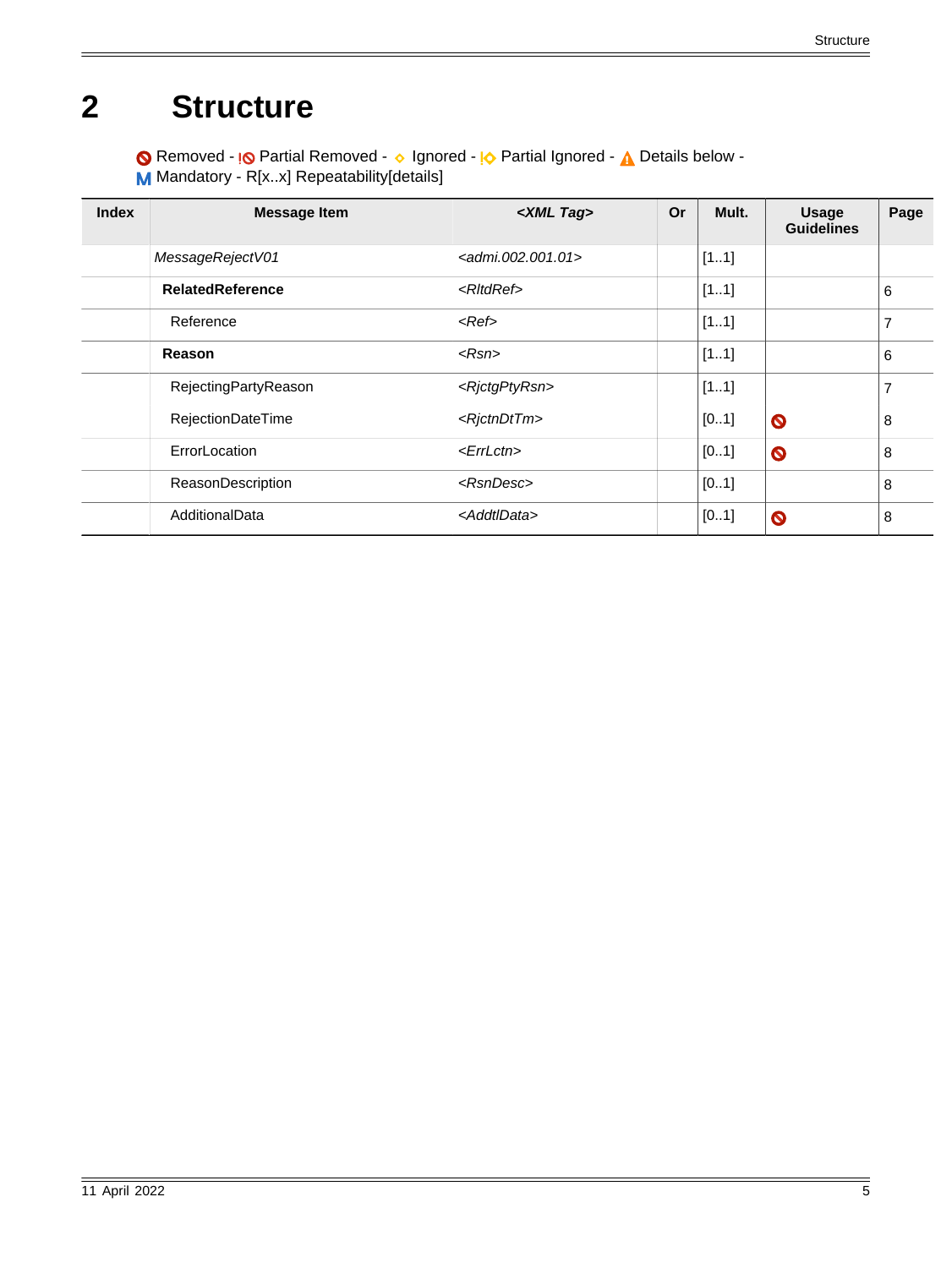# 2 Structure

Removed - Partial Removed - Ignored - Partial Ignored - Details below - M Mandatory - R[x..x] Repeatability[details]

| Index | Message Item | <XML Tag> | Or | Mult. | Usage Guidelines | Page |
|---|---|---|---|---|---|---|
| | *MessageRejectV01* | *<admi.002.001.01>* | | [1..1] | | |
| | **RelatedReference** | *<RltdRef>* | | [1..1] | | 6 |
| | Reference | *<Ref>* | | [1..1] | | 7 |
| | **Reason** | *<Rsn>* | | [1..1] | | 6 |
| | RejectingPartyReason | *<RjctgPtyRsn>* | | [1..1] | | 7 |
| | RejectionDateTime | *<RjctnDtTm>* | | [0..1] | Removed | 8 |
| | ErrorLocation | *<ErrLctn>* | | [0..1] | Removed | 8 |
| | ReasonDescription | *<RsnDesc>* | | [0..1] | | 8 |
| | AdditionalData | *<AddtlData>* | | [0..1] | Removed | 8 |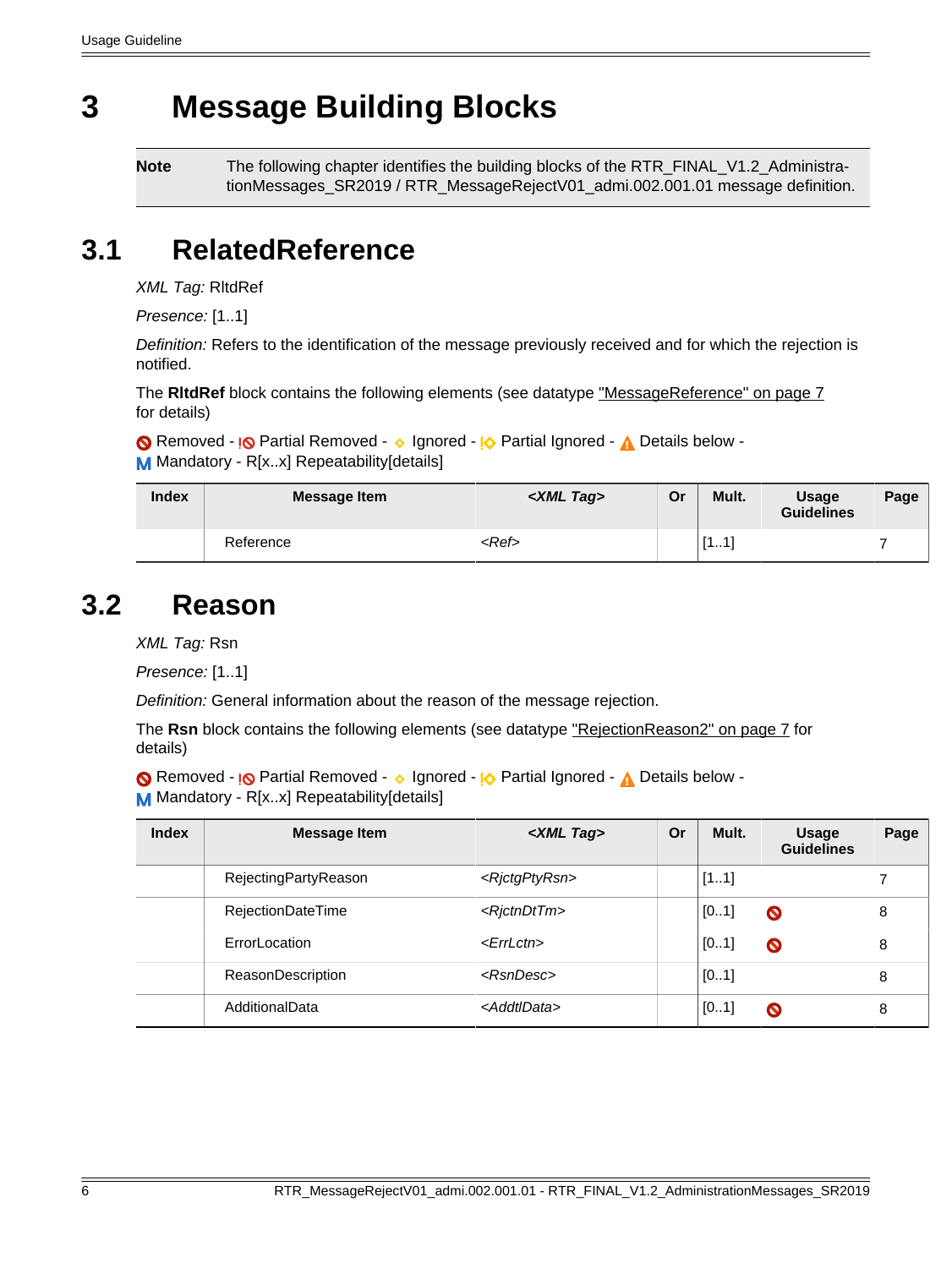# 3 Message Building Blocks

**Note** The following chapter identifies the building blocks of the RTR_FINAL_V1.2_AdministrationMessages_SR2019 / RTR_MessageRejectV01_admi.002.001.01 message definition.

## 3.1 RelatedReference

*XML Tag:* RltdRef

*Presence:* [1..1]

*Definition:* Refers to the identification of the message previously received and for which the rejection is notified.

The **RltdRef** block contains the following elements (see datatype "MessageReference" on page 7 for details)

Removed - Partial Removed - Ignored - Partial Ignored - Details below - M Mandatory - R[x..x] Repeatability[details]

| Index | Message Item | *<XML Tag>* | Or | Mult. | Usage Guidelines | Page |
|---|---|---|---|---|---|---|
| | Reference | *<Ref>* | | [1..1] | | 7 |

## 3.2 Reason

*XML Tag:* Rsn

*Presence:* [1..1]

*Definition:* General information about the reason of the message rejection.

The **Rsn** block contains the following elements (see datatype "RejectionReason2" on page 7 for details)

Removed - Partial Removed - Ignored - Partial Ignored - Details below - M Mandatory - R[x..x] Repeatability[details]

| Index | Message Item | *<XML Tag>* | Or | Mult. | Usage Guidelines | Page |
|---|---|---|---|---|---|---|
| | RejectingPartyReason | *<RjctgPtyRsn>* | | [1..1] | | 7 |
| | RejectionDateTime | *<RjctnDtTm>* | | [0..1] | Removed | 8 |
| | ErrorLocation | *<ErrLctn>* | | [0..1] | Removed | 8 |
| | ReasonDescription | *<RsnDesc>* | | [0..1] | | 8 |
| | AdditionalData | *<AddtlData>* | | [0..1] | Removed | 8 |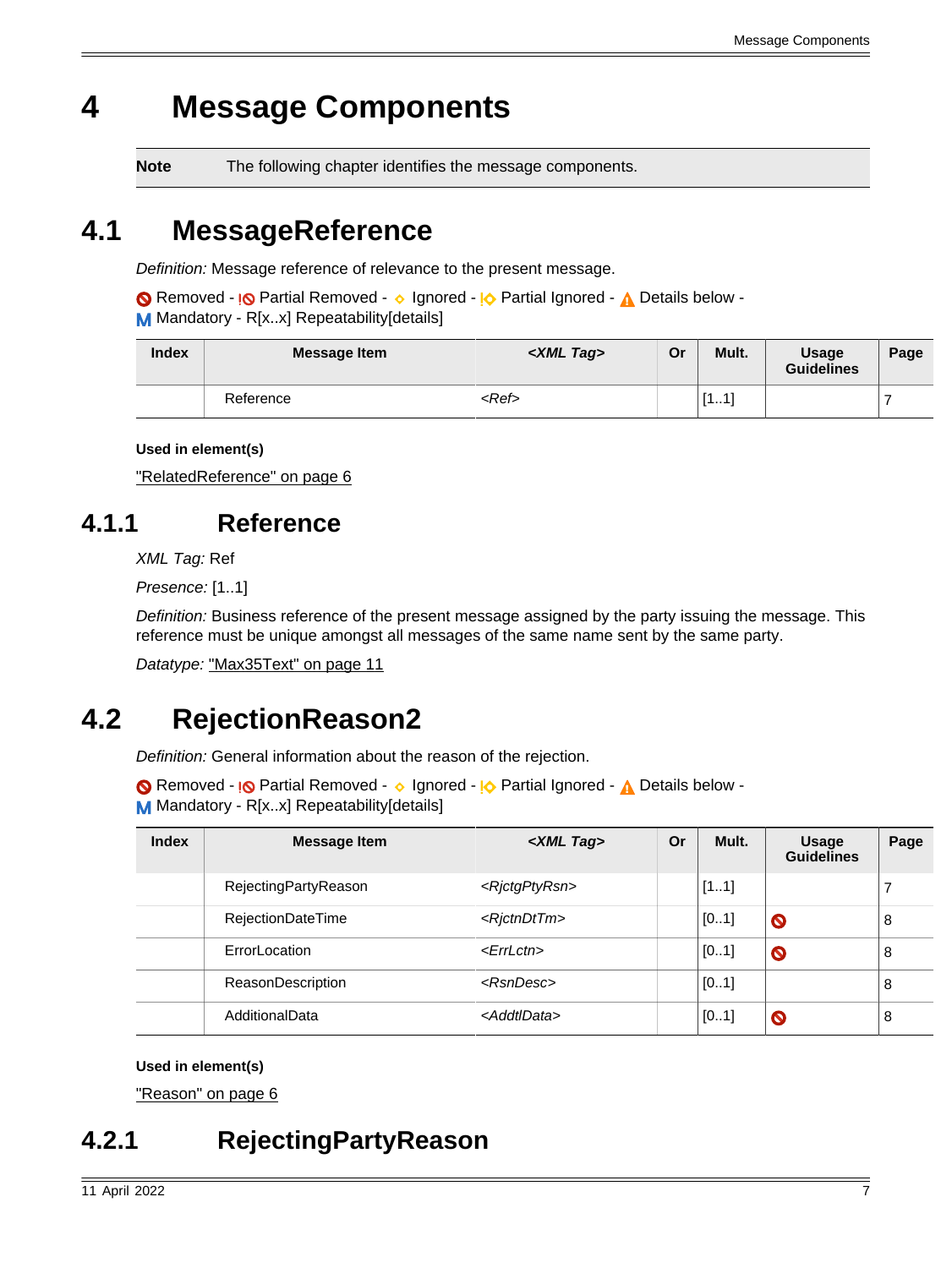# 4 Message Components

| **Note** | The following chapter identifies the message components. |
|---|---|

## 4.1 MessageReference

*Definition:* Message reference of relevance to the present message.

Removed - Partial Removed - Ignored - Partial Ignored - Details below - M Mandatory - R[x..x] Repeatability[details]

| Index | Message Item | <XML Tag> | Or | Mult. | Usage Guidelines | Page |
|---|---|---|---|---|---|---|
| | Reference | *<Ref>* | | [1..1] | | 7 |

**Used in element(s)**

"RelatedReference" on page 6

### 4.1.1 Reference

*XML Tag:* Ref

*Presence:* [1..1]

*Definition:* Business reference of the present message assigned by the party issuing the message. This reference must be unique amongst all messages of the same name sent by the same party.

*Datatype:* "Max35Text" on page 11

## 4.2 RejectionReason2

*Definition:* General information about the reason of the rejection.

Removed - Partial Removed - Ignored - Partial Ignored - Details below - M Mandatory - R[x..x] Repeatability[details]

| Index | Message Item | <XML Tag> | Or | Mult. | Usage Guidelines | Page |
|---|---|---|---|---|---|---|
| | RejectingPartyReason | *<RjctgPtyRsn>* | | [1..1] | | 7 |
| | RejectionDateTime | *<RjctnDtTm>* | | [0..1] | Removed | 8 |
| | ErrorLocation | *<ErrLctn>* | | [0..1] | Removed | 8 |
| | ReasonDescription | *<RsnDesc>* | | [0..1] | | 8 |
| | AdditionalData | *<AddtlData>* | | [0..1] | Removed | 8 |

**Used in element(s)**

"Reason" on page 6

### 4.2.1 RejectingPartyReason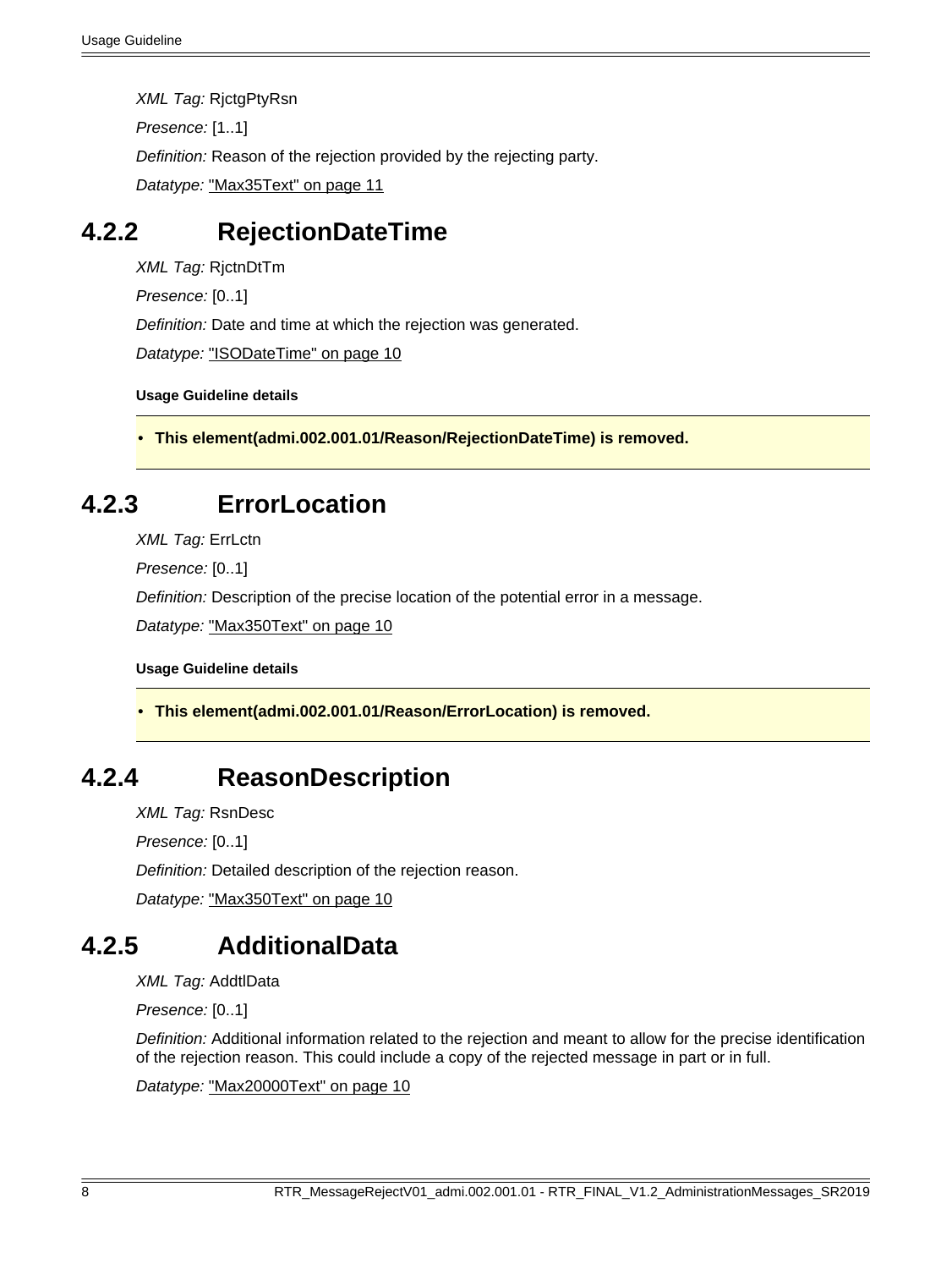*XML Tag:* RjctgPtyRsn

*Presence:* [1..1]

*Definition:* Reason of the rejection provided by the rejecting party.

*Datatype:* "Max35Text" on page 11

## 4.2.2 RejectionDateTime

*XML Tag:* RjctnDtTm

*Presence:* [0..1]

*Definition:* Date and time at which the rejection was generated.

*Datatype:* "ISODateTime" on page 10

**Usage Guideline details**

- **This element(admi.002.001.01/Reason/RejectionDateTime) is removed.**

## 4.2.3 ErrorLocation

*XML Tag:* ErrLctn

*Presence:* [0..1]

*Definition:* Description of the precise location of the potential error in a message.

*Datatype:* "Max350Text" on page 10

**Usage Guideline details**

- **This element(admi.002.001.01/Reason/ErrorLocation) is removed.**

## 4.2.4 ReasonDescription

*XML Tag:* RsnDesc

*Presence:* [0..1]

*Definition:* Detailed description of the rejection reason.

*Datatype:* "Max350Text" on page 10

## 4.2.5 AdditionalData

*XML Tag:* AddtlData

*Presence:* [0..1]

*Definition:* Additional information related to the rejection and meant to allow for the precise identification of the rejection reason. This could include a copy of the rejected message in part or in full.

*Datatype:* "Max20000Text" on page 10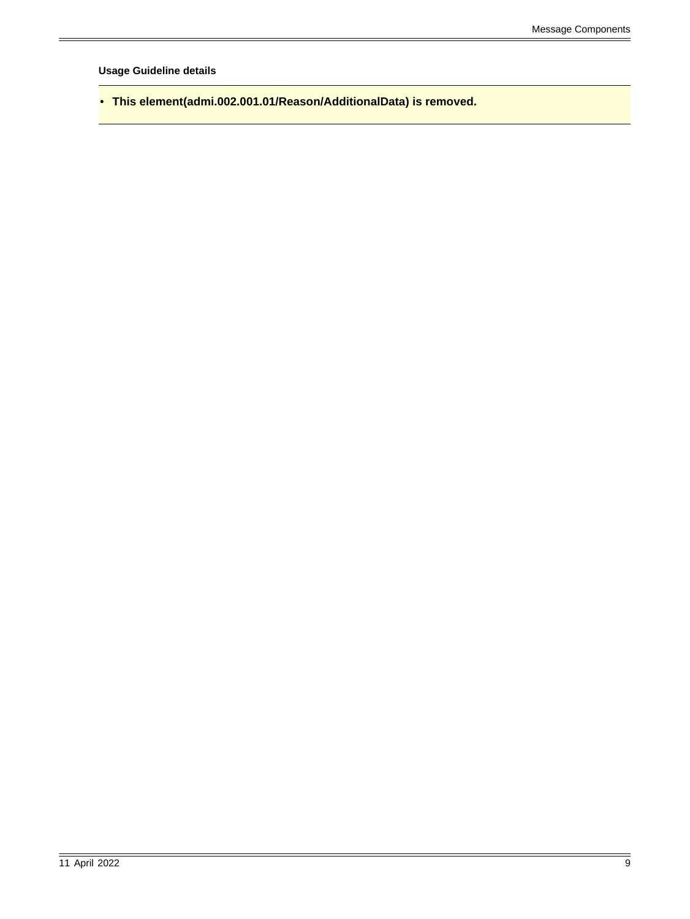**Usage Guideline details**

- **This element(admi.002.001.01/Reason/AdditionalData) is removed.**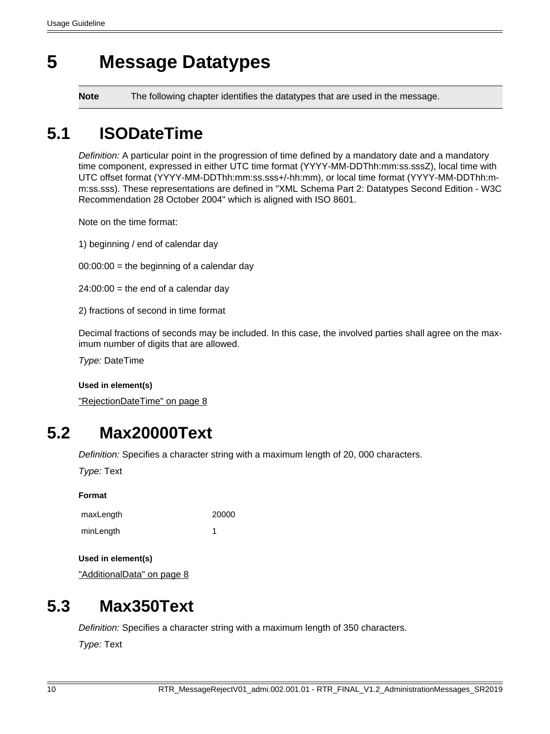# 5 Message Datatypes

| **Note** | The following chapter identifies the datatypes that are used in the message. |
|---|---|

## 5.1 ISODateTime

*Definition:* A particular point in the progression of time defined by a mandatory date and a mandatory time component, expressed in either UTC time format (YYYY-MM-DDThh:mm:ss.sssZ), local time with UTC offset format (YYYY-MM-DDThh:mm:ss.sss+/-hh:mm), or local time format (YYYY-MM-DDThh:mm:ss.sss). These representations are defined in "XML Schema Part 2: Datatypes Second Edition - W3C Recommendation 28 October 2004" which is aligned with ISO 8601.

Note on the time format:

1) beginning / end of calendar day

00:00:00 = the beginning of a calendar day

24:00:00 = the end of a calendar day

2) fractions of second in time format

Decimal fractions of seconds may be included. In this case, the involved parties shall agree on the maximum number of digits that are allowed.

*Type:* DateTime

**Used in element(s)**

"RejectionDateTime" on page 8

## 5.2 Max20000Text

*Definition:* Specifies a character string with a maximum length of 20, 000 characters.

*Type:* Text

**Format**

| | |
|---|---|
| maxLength | 20000 |
| minLength | 1 |

**Used in element(s)**

"AdditionalData" on page 8

## 5.3 Max350Text

*Definition:* Specifies a character string with a maximum length of 350 characters.

*Type:* Text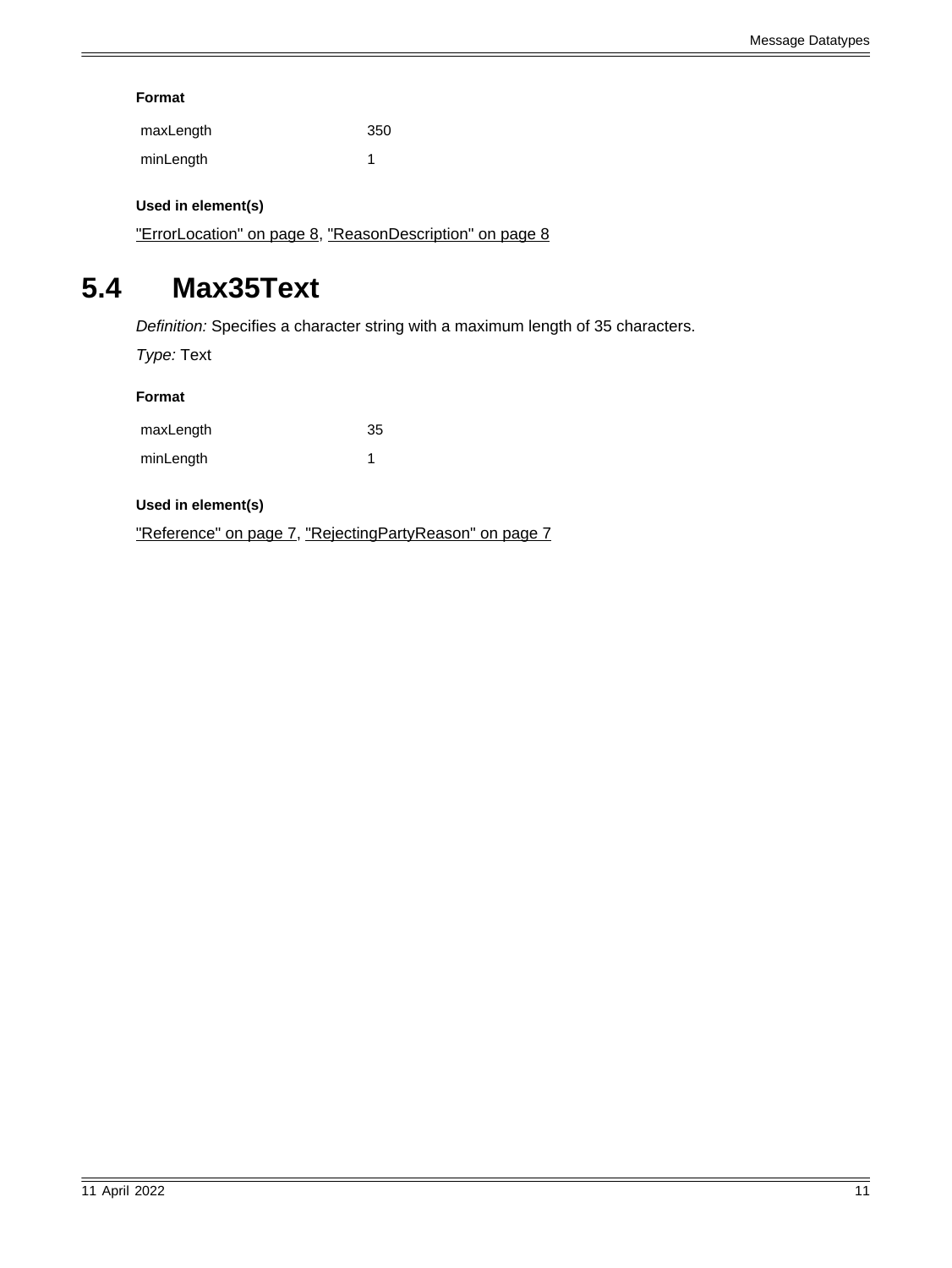#### Format

| maxLength | 350 |
| --- | --- |
| minLength | 1 |

#### Used in element(s)

"ErrorLocation" on page 8, "ReasonDescription" on page 8

## 5.4 Max35Text

*Definition:* Specifies a character string with a maximum length of 35 characters.

*Type:* Text

#### Format

| maxLength | 35 |
| --- | --- |
| minLength | 1 |

#### Used in element(s)

"Reference" on page 7, "RejectingPartyReason" on page 7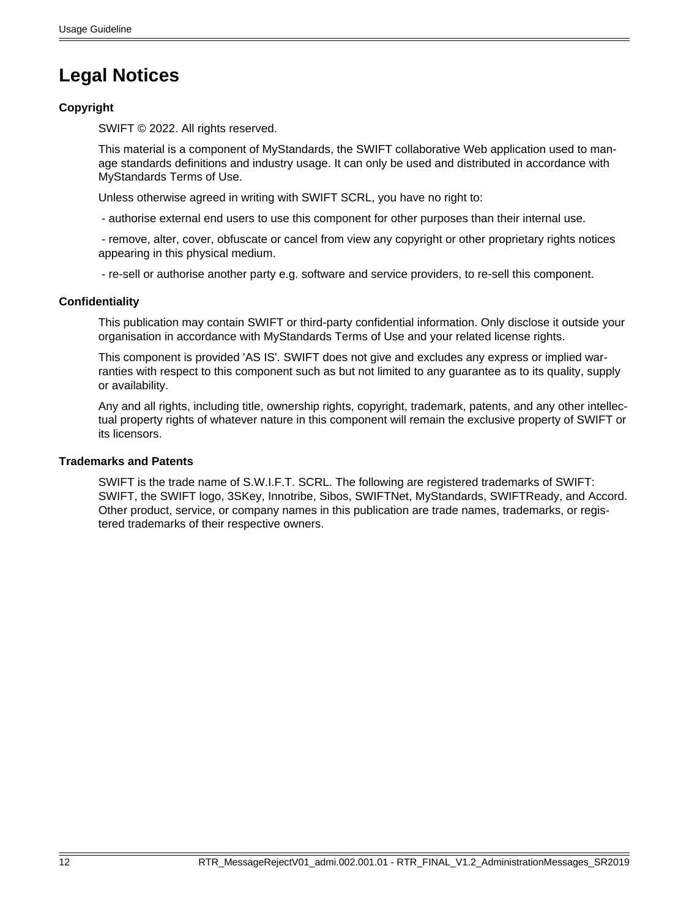# Legal Notices

**Copyright**

SWIFT © 2022. All rights reserved.

This material is a component of MyStandards, the SWIFT collaborative Web application used to manage standards definitions and industry usage. It can only be used and distributed in accordance with MyStandards Terms of Use.

Unless otherwise agreed in writing with SWIFT SCRL, you have no right to:

- authorise external end users to use this component for other purposes than their internal use.
- remove, alter, cover, obfuscate or cancel from view any copyright or other proprietary rights notices appearing in this physical medium.
- re-sell or authorise another party e.g. software and service providers, to re-sell this component.

**Confidentiality**

This publication may contain SWIFT or third-party confidential information. Only disclose it outside your organisation in accordance with MyStandards Terms of Use and your related license rights.

This component is provided 'AS IS'. SWIFT does not give and excludes any express or implied warranties with respect to this component such as but not limited to any guarantee as to its quality, supply or availability.

Any and all rights, including title, ownership rights, copyright, trademark, patents, and any other intellectual property rights of whatever nature in this component will remain the exclusive property of SWIFT or its licensors.

**Trademarks and Patents**

SWIFT is the trade name of S.W.I.F.T. SCRL. The following are registered trademarks of SWIFT: SWIFT, the SWIFT logo, 3SKey, Innotribe, Sibos, SWIFTNet, MyStandards, SWIFTReady, and Accord. Other product, service, or company names in this publication are trade names, trademarks, or registered trademarks of their respective owners.